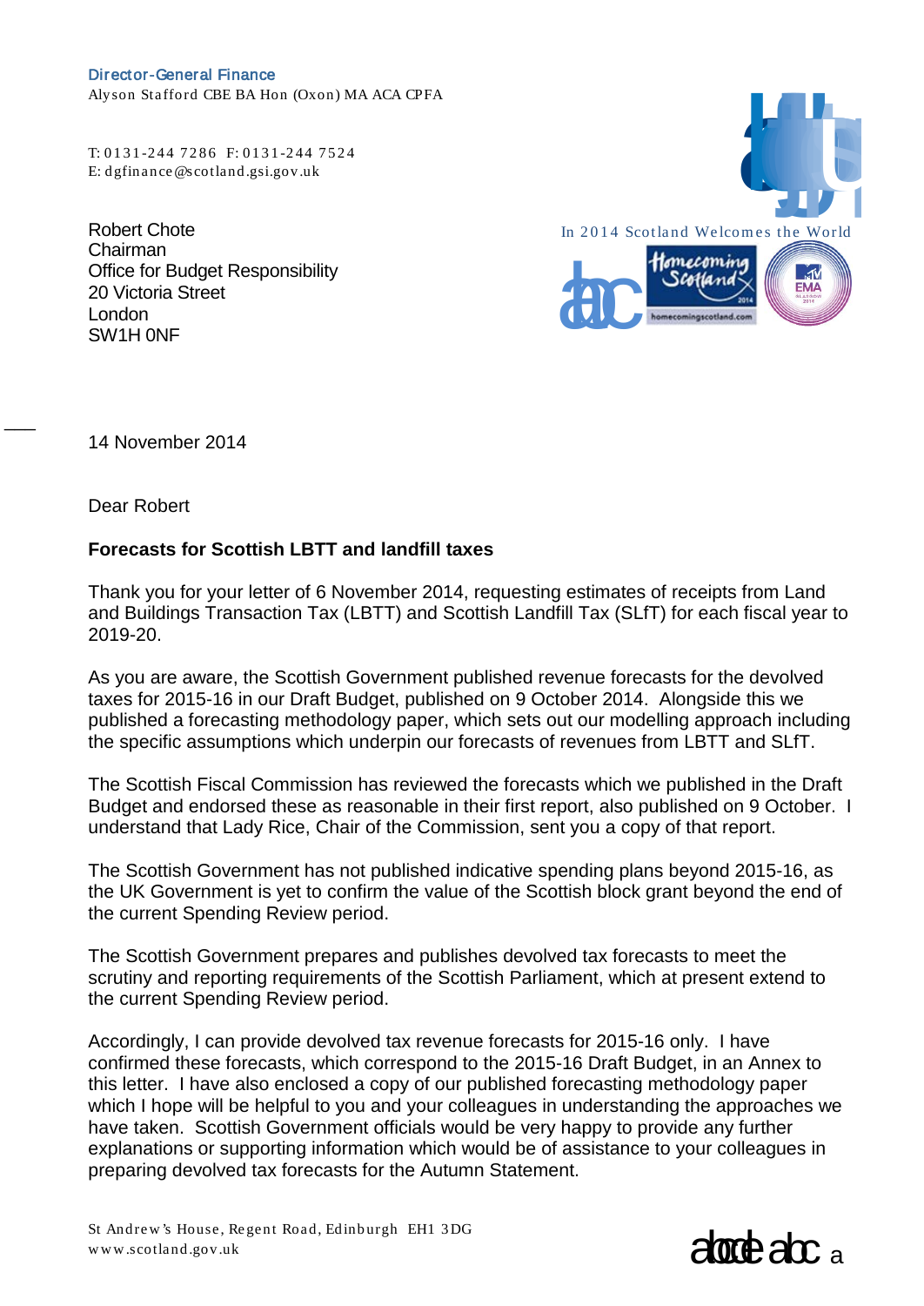Director-General Finance
Alyson Stafford CBE BA Hon (Oxon) MA ACA CPFA

T: 0131-244 7286 F: 0131-244 7524
E: dgfinance@scotland.gsi.gov.uk

In 2014 Scotland Welcomes the World

Robert Chote
Chairman
Office for Budget Responsibility
20 Victoria Street
London
SW1H 0NF

14 November 2014

Dear Robert

**Forecasts for Scottish LBTT and landfill taxes**

Thank you for your letter of 6 November 2014, requesting estimates of receipts from Land and Buildings Transaction Tax (LBTT) and Scottish Landfill Tax (SLfT) for each fiscal year to 2019-20.

As you are aware, the Scottish Government published revenue forecasts for the devolved taxes for 2015-16 in our Draft Budget, published on 9 October 2014. Alongside this we published a forecasting methodology paper, which sets out our modelling approach including the specific assumptions which underpin our forecasts of revenues from LBTT and SLfT.

The Scottish Fiscal Commission has reviewed the forecasts which we published in the Draft Budget and endorsed these as reasonable in their first report, also published on 9 October. I understand that Lady Rice, Chair of the Commission, sent you a copy of that report.

The Scottish Government has not published indicative spending plans beyond 2015-16, as the UK Government is yet to confirm the value of the Scottish block grant beyond the end of the current Spending Review period.

The Scottish Government prepares and publishes devolved tax forecasts to meet the scrutiny and reporting requirements of the Scottish Parliament, which at present extend to the current Spending Review period.

Accordingly, I can provide devolved tax revenue forecasts for 2015-16 only. I have confirmed these forecasts, which correspond to the 2015-16 Draft Budget, in an Annex to this letter. I have also enclosed a copy of our published forecasting methodology paper which I hope will be helpful to you and your colleagues in understanding the approaches we have taken. Scottish Government officials would be very happy to provide any further explanations or supporting information which would be of assistance to your colleagues in preparing devolved tax forecasts for the Autumn Statement.

St Andrew's House, Regent Road, Edinburgh EH1 3DG
www.scotland.gov.uk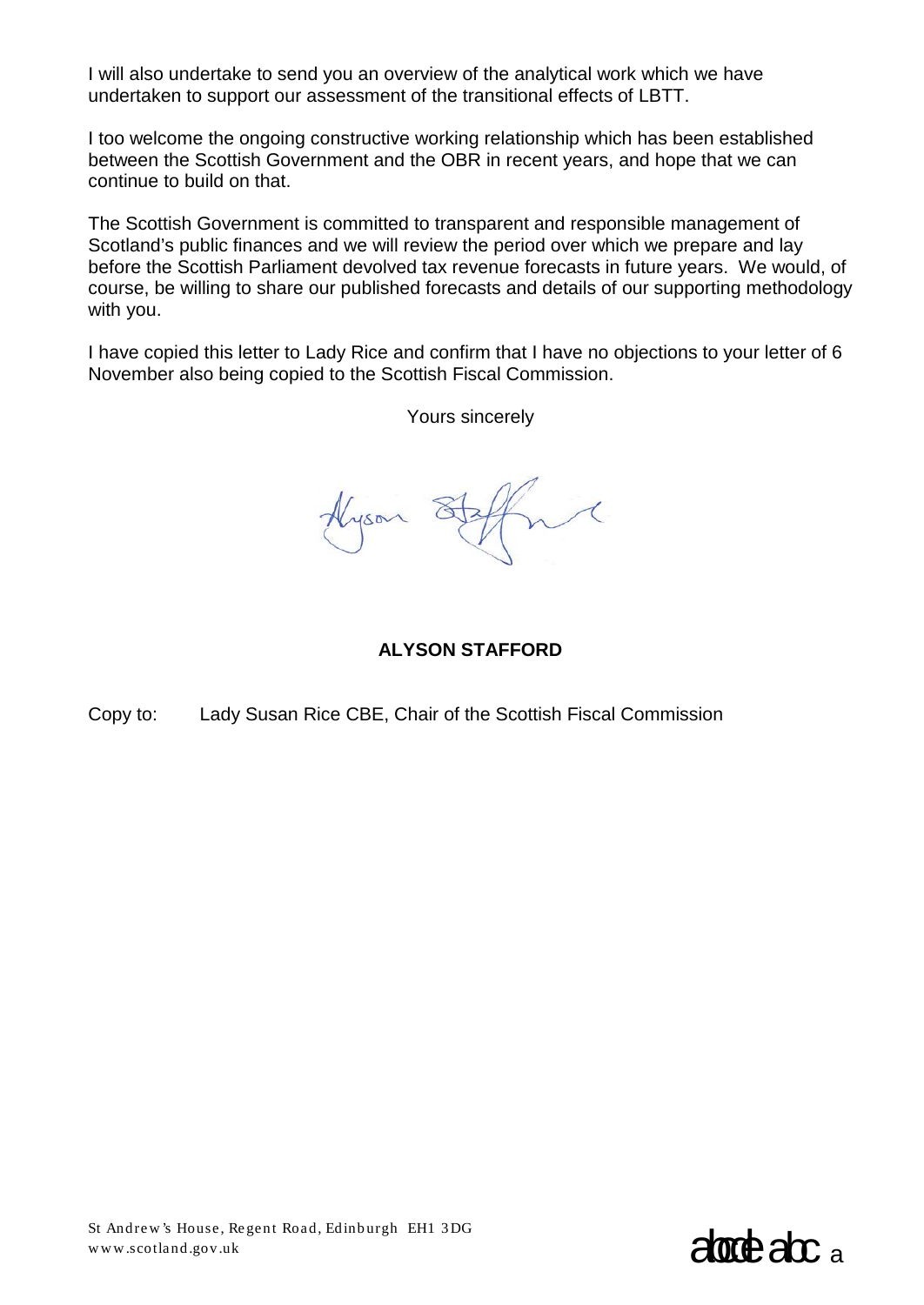I will also undertake to send you an overview of the analytical work which we have undertaken to support our assessment of the transitional effects of LBTT.

I too welcome the ongoing constructive working relationship which has been established between the Scottish Government and the OBR in recent years, and hope that we can continue to build on that.

The Scottish Government is committed to transparent and responsible management of Scotland's public finances and we will review the period over which we prepare and lay before the Scottish Parliament devolved tax revenue forecasts in future years. We would, of course, be willing to share our published forecasts and details of our supporting methodology with you.

I have copied this letter to Lady Rice and confirm that I have no objections to your letter of 6 November also being copied to the Scottish Fiscal Commission.

Yours sincerely

**ALYSON STAFFORD**

Copy to: Lady Susan Rice CBE, Chair of the Scottish Fiscal Commission

St Andrew's House, Regent Road, Edinburgh EH1 3DG
www.scotland.gov.uk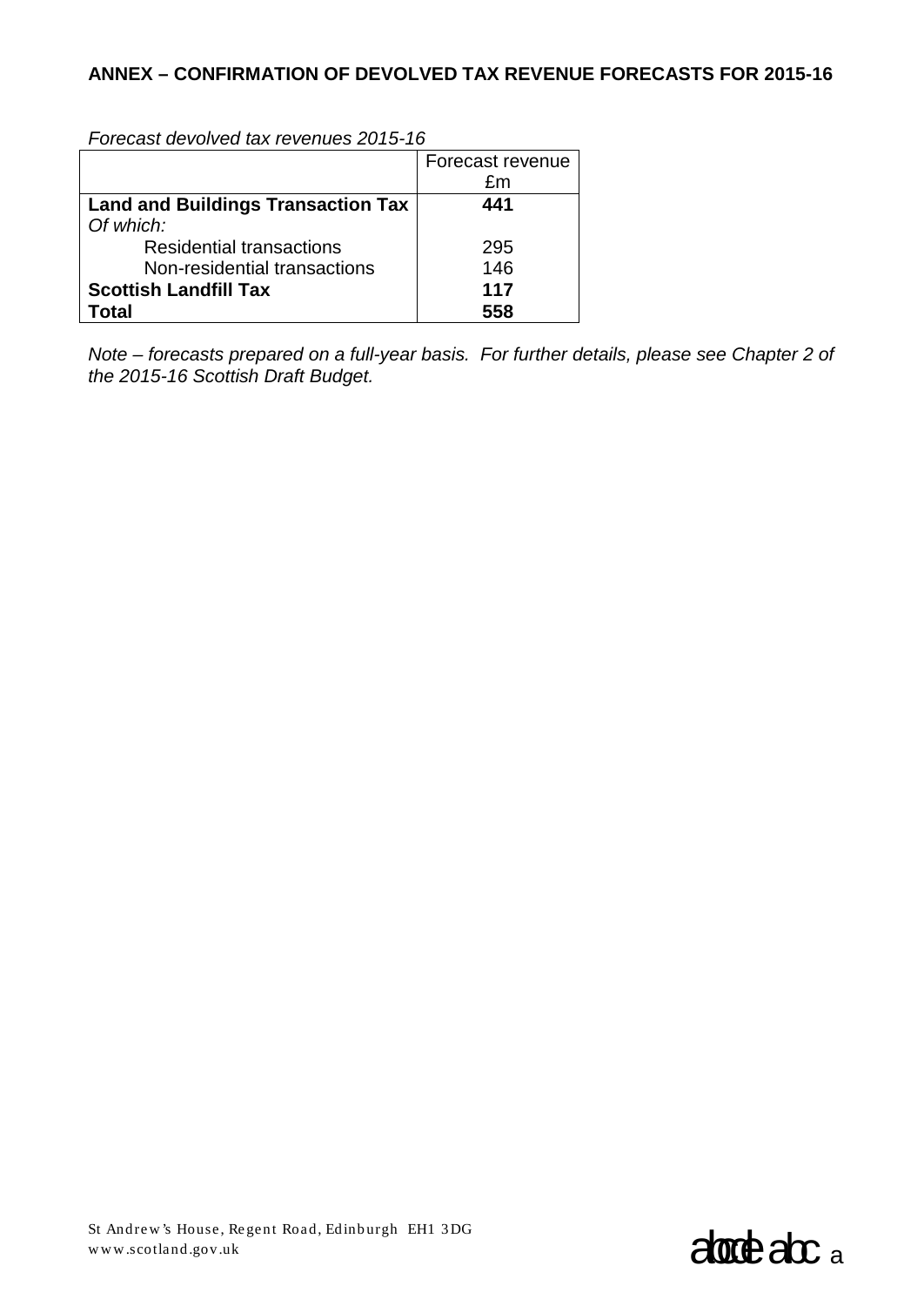**ANNEX – CONFIRMATION OF DEVOLVED TAX REVENUE FORECASTS FOR 2015-16**

*Forecast devolved tax revenues 2015-16*

| | Forecast revenue £m |
|---|---|
| **Land and Buildings Transaction Tax** | **441** |
| *Of which:* | |
| Residential transactions | 295 |
| Non-residential transactions | 146 |
| **Scottish Landfill Tax** | **117** |
| **Total** | **558** |

*Note – forecasts prepared on a full-year basis. For further details, please see Chapter 2 of the 2015-16 Scottish Draft Budget.*

St Andrew's House, Regent Road, Edinburgh EH1 3DG
www.scotland.gov.uk